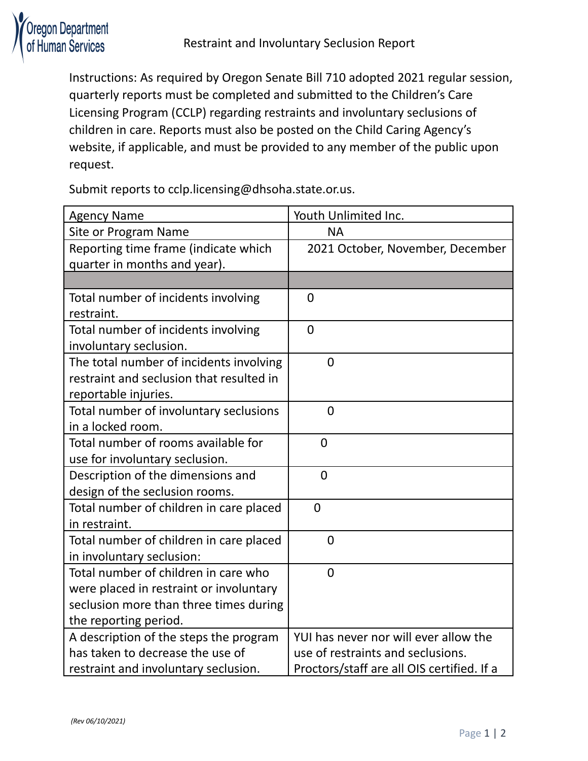Oregon Department of Human Services

# Restraint and Involuntary Seclusion Report

Instructions: As required by Oregon Senate Bill 710 adopted 2021 regular session, quarterly reports must be completed and submitted to the Children's Care Licensing Program (CCLP) regarding restraints and involuntary seclusions of children in care. Reports must also be posted on the Child Caring Agency's website, if applicable, and must be provided to any member of the public upon request.

Submit reports to cclp.licensing@dhsoha.state.or.us.

| Agency Name | Youth Unlimited Inc. |
|---|---|
| Site or Program Name | NA |
| Reporting time frame (indicate which quarter in months and year). | 2021 October, November, December |
| | |
| Total number of incidents involving restraint. | 0 |
| Total number of incidents involving involuntary seclusion. | 0 |
| The total number of incidents involving restraint and seclusion that resulted in reportable injuries. | 0 |
| Total number of involuntary seclusions in a locked room. | 0 |
| Total number of rooms available for use for involuntary seclusion. | 0 |
| Description of the dimensions and design of the seclusion rooms. | 0 |
| Total number of children in care placed in restraint. | 0 |
| Total number of children in care placed in involuntary seclusion: | 0 |
| Total number of children in care who were placed in restraint or involuntary seclusion more than three times during the reporting period. | 0 |
| A description of the steps the program has taken to decrease the use of restraint and involuntary seclusion. | YUI has never nor will ever allow the use of restraints and seclusions. Proctors/staff are all OIS certified. If a |

*(Rev 06/10/2021)*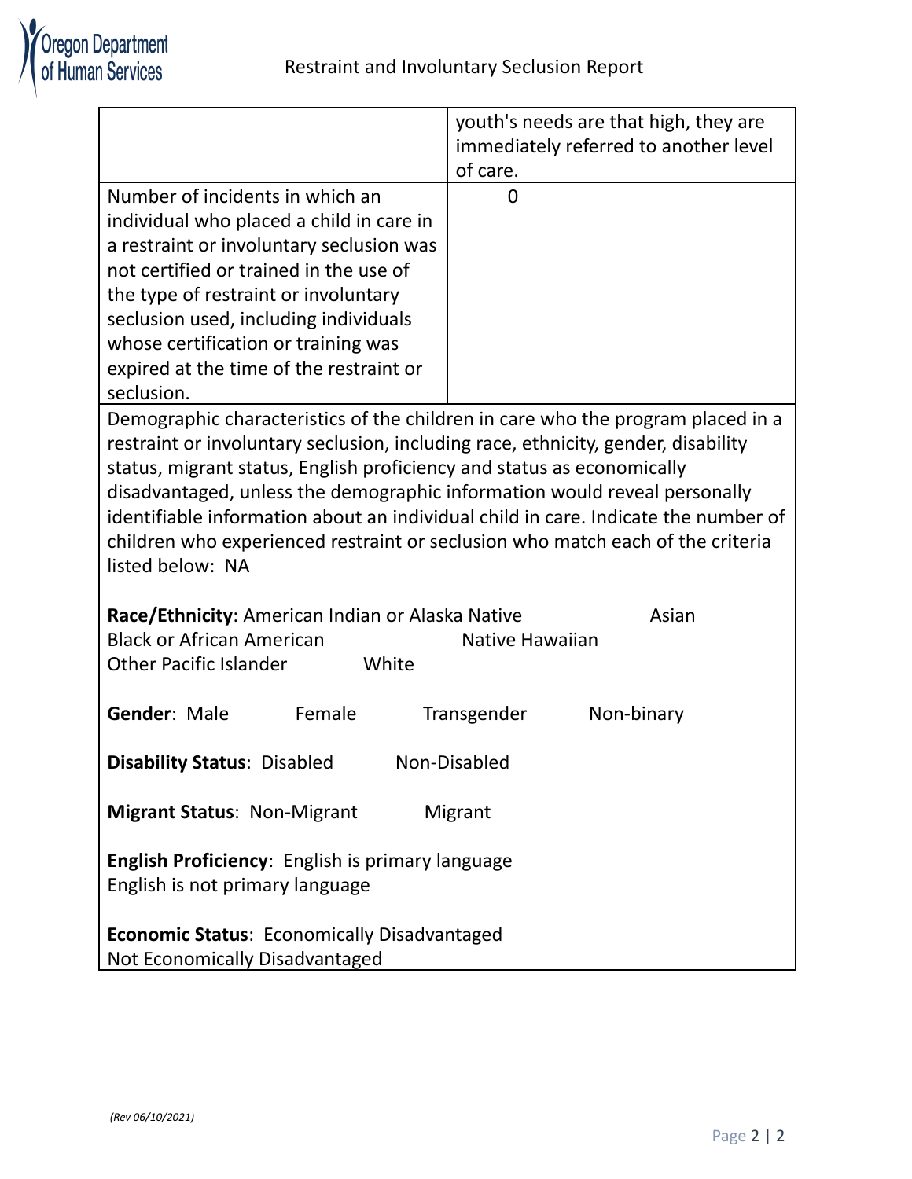| | |
|---|---|
| | youth's needs are that high, they are immediately referred to another level of care. |
| Number of incidents in which an individual who placed a child in care in a restraint or involuntary seclusion was not certified or trained in the use of the type of restraint or involuntary seclusion used, including individuals whose certification or training was expired at the time of the restraint or seclusion. | 0 |

Demographic characteristics of the children in care who the program placed in a restraint or involuntary seclusion, including race, ethnicity, gender, disability status, migrant status, English proficiency and status as economically disadvantaged, unless the demographic information would reveal personally identifiable information about an individual child in care. Indicate the number of children who experienced restraint or seclusion who match each of the criteria listed below: NA

**Race/Ethnicity**: American Indian or Alaska Native Asian
Black or African American Native Hawaiian
Other Pacific Islander White

**Gender**: Male Female Transgender Non-binary

**Disability Status**: Disabled Non-Disabled

**Migrant Status**: Non-Migrant Migrant

**English Proficiency**: English is primary language
English is not primary language

**Economic Status**: Economically Disadvantaged
Not Economically Disadvantaged

*(Rev 06/10/2021)*